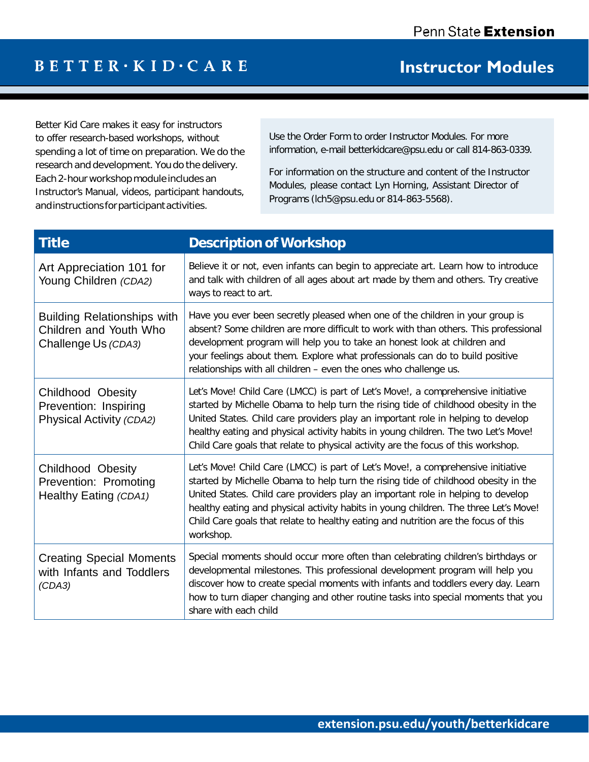Penn State **Extension**

# BETTER·KID·CARE

## Instructor Modules

Better Kid Care makes it easy for instructors to offer research-based workshops, without spending a lot of time on preparation. We do the research and development. You do the delivery. Each 2-hour workshop module includes an Instructor's Manual, videos, participant handouts, and instructions for participant activities.

Use the Order Form to order Instructor Modules. For more information, e-mail betterkidcare@psu.edu or call 814-863-0339.

For information on the structure and content of the Instructor Modules, please contact Lyn Horning, Assistant Director of Programs (lch5@psu.edu or 814-863-5568).

| Title | Description of Workshop |
|---|---|
| Art Appreciation 101 for Young Children *(CDA2)* | Believe it or not, even infants can begin to appreciate art. Learn how to introduce and talk with children of all ages about art made by them and others. Try creative ways to react to art. |
| Building Relationships with Children and Youth Who Challenge Us *(CDA3)* | Have you ever been secretly pleased when one of the children in your group is absent? Some children are more difficult to work with than others. This professional development program will help you to take an honest look at children and your feelings about them. Explore what professionals can do to build positive relationships with all children – even the ones who challenge us. |
| Childhood Obesity Prevention: Inspiring Physical Activity *(CDA2)* | Let's Move! Child Care (LMCC) is part of Let's Move!, a comprehensive initiative started by Michelle Obama to help turn the rising tide of childhood obesity in the United States. Child care providers play an important role in helping to develop healthy eating and physical activity habits in young children. The two Let's Move! Child Care goals that relate to physical activity are the focus of this workshop. |
| Childhood Obesity Prevention: Promoting Healthy Eating *(CDA1)* | Let's Move! Child Care (LMCC) is part of Let's Move!, a comprehensive initiative started by Michelle Obama to help turn the rising tide of childhood obesity in the United States. Child care providers play an important role in helping to develop healthy eating and physical activity habits in young children. The three Let's Move! Child Care goals that relate to healthy eating and nutrition are the focus of this workshop. |
| Creating Special Moments with Infants and Toddlers *(CDA3)* | Special moments should occur more often than celebrating children's birthdays or developmental milestones. This professional development program will help you discover how to create special moments with infants and toddlers every day. Learn how to turn diaper changing and other routine tasks into special moments that you share with each child |

extension.psu.edu/youth/betterkidcare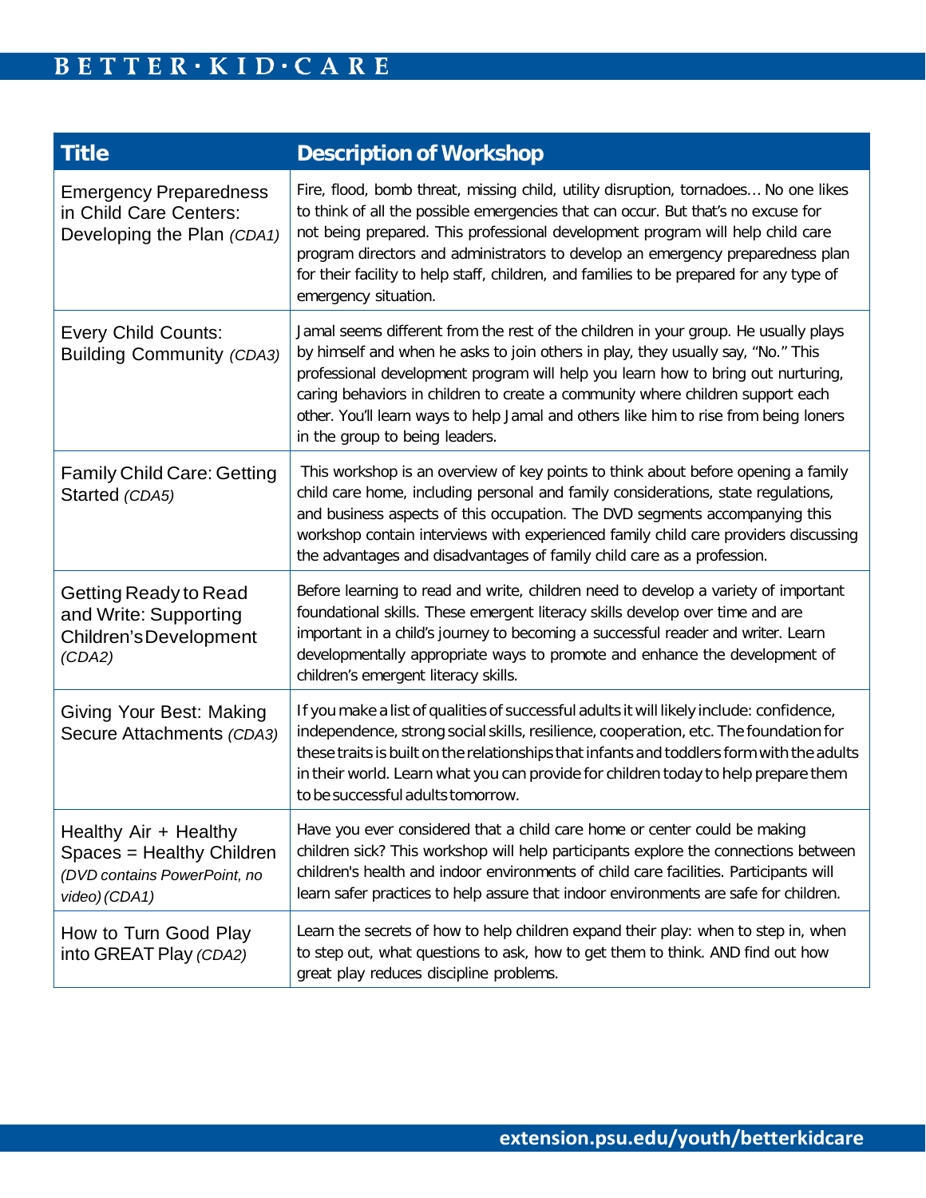| Title | Description of Workshop |
|---|---|
| Emergency Preparedness in Child Care Centers: Developing the Plan *(CDA1)* | Fire, flood, bomb threat, missing child, utility disruption, tornadoes… No one likes to think of all the possible emergencies that can occur. But that's no excuse for not being prepared. This professional development program will help child care program directors and administrators to develop an emergency preparedness plan for their facility to help staff, children, and families to be prepared for any type of emergency situation. |
| Every Child Counts: Building Community *(CDA3)* | Jamal seems different from the rest of the children in your group. He usually plays by himself and when he asks to join others in play, they usually say, "No." This professional development program will help you learn how to bring out nurturing, caring behaviors in children to create a community where children support each other. You'll learn ways to help Jamal and others like him to rise from being loners in the group to being leaders. |
| Family Child Care: Getting Started *(CDA5)* | This workshop is an overview of key points to think about before opening a family child care home, including personal and family considerations, state regulations, and business aspects of this occupation. The DVD segments accompanying this workshop contain interviews with experienced family child care providers discussing the advantages and disadvantages of family child care as a profession. |
| Getting Ready to Read and Write: Supporting Children's Development *(CDA2)* | Before learning to read and write, children need to develop a variety of important foundational skills. These emergent literacy skills develop over time and are important in a child's journey to becoming a successful reader and writer. Learn developmentally appropriate ways to promote and enhance the development of children's emergent literacy skills. |
| Giving Your Best: Making Secure Attachments *(CDA3)* | If you make a list of qualities of successful adults it will likely include: confidence, independence, strong social skills, resilience, cooperation, etc. The foundation for these traits is built on the relationships that infants and toddlers form with the adults in their world. Learn what you can provide for children today to help prepare them to be successful adults tomorrow. |
| Healthy Air + Healthy Spaces = Healthy Children *(DVD contains PowerPoint, no video) (CDA1)* | Have you ever considered that a child care home or center could be making children sick? This workshop will help participants explore the connections between children's health and indoor environments of child care facilities. Participants will learn safer practices to help assure that indoor environments are safe for children. |
| How to Turn Good Play into GREAT Play *(CDA2)* | Learn the secrets of how to help children expand their play: when to step in, when to step out, what questions to ask, how to get them to think. AND find out how great play reduces discipline problems. |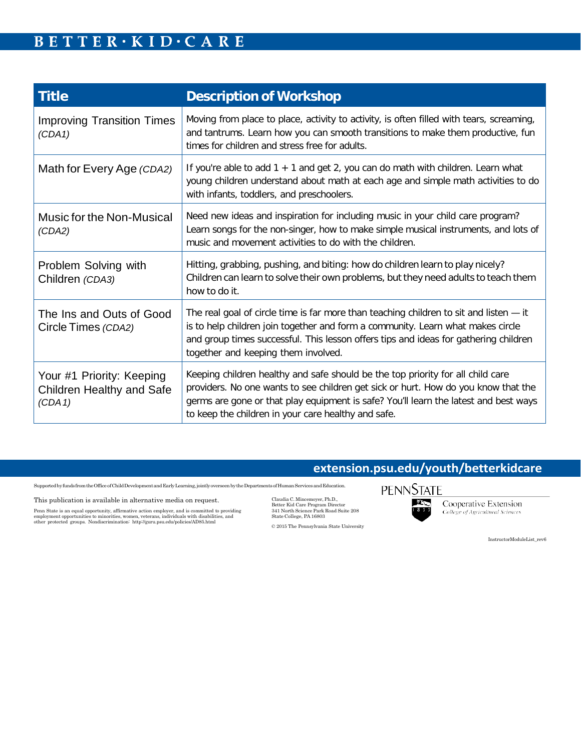| Title | Description of Workshop |
|---|---|
| Improving Transition Times *(CDA1)* | Moving from place to place, activity to activity, is often filled with tears, screaming, and tantrums. Learn how you can smooth transitions to make them productive, fun times for children and stress free for adults. |
| Math for Every Age *(CDA2)* | If you're able to add 1 + 1 and get 2, you can do math with children. Learn what young children understand about math at each age and simple math activities to do with infants, toddlers, and preschoolers. |
| Music for the Non-Musical *(CDA2)* | Need new ideas and inspiration for including music in your child care program? Learn songs for the non-singer, how to make simple musical instruments, and lots of music and movement activities to do with the children. |
| Problem Solving with Children *(CDA3)* | Hitting, grabbing, pushing, and biting: how do children learn to play nicely? Children can learn to solve their own problems, but they need adults to teach them how to do it. |
| The Ins and Outs of Good Circle Times *(CDA2)* | The real goal of circle time is far more than teaching children to sit and listen — it is to help children join together and form a community. Learn what makes circle and group times successful. This lesson offers tips and ideas for gathering children together and keeping them involved. |
| Your #1 Priority: Keeping Children Healthy and Safe *(CDA1)* | Keeping children healthy and safe should be the top priority for all child care providers. No one wants to see children get sick or hurt. How do you know that the germs are gone or that play equipment is safe? You'll learn the latest and best ways to keep the children in your care healthy and safe. |

**extension.psu.edu/youth/betterkidcare**

Supported by funds from the Office of Child Development and Early Learning, jointly overseen by the Departments of Human Services and Education.

This publication is available in alternative media on request.

Penn State is an equal opportunity, affirmative action employer, and is committed to providing employment opportunities to minorities, women, veterans, individuals with disabilities, and other protected groups. Nondiscrimination: http://guru.psu.edu/policies/AD85.html

Claudia C. Mincemoyer, Ph.D.,
Better Kid Care Program Director
341 North Science Park Road Suite 208
State College, PA 16803

© 2015 The Pennsylvania State University

PENNSTATE
Cooperative Extension
College of Agricultural Sciences

InstructorModuleList_rev6